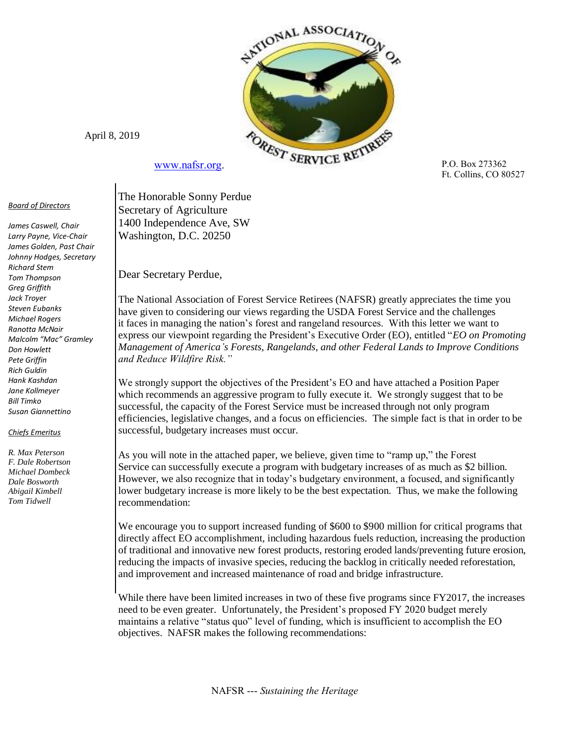NATIONAL ASSOCIATION OF FOREST SERVICE RETIREES

April 8, 2019

www.nafsr.org.

P.O. Box 273362
Ft. Collins, CO 80527

***Board of Directors***

*James Caswell, Chair*
*Larry Payne, Vice-Chair*
*James Golden, Past Chair*
*Johnny Hodges, Secretary*
*Richard Stem*
*Tom Thompson*
*Greg Griffith*
*Jack Troyer*
*Steven Eubanks*
*Michael Rogers*
*Ranotta McNair*
*Malcolm "Mac" Gramley*
*Don Howlett*
*Pete Griffin*
*Rich Guldin*
*Hank Kashdan*
*Jane Kollmeyer*
*Bill Timko*
*Susan Giannettino*

***Chiefs Emeritus***

*R. Max Peterson*
*F. Dale Robertson*
*Michael Dombeck*
*Dale Bosworth*
*Abigail Kimbell*
*Tom Tidwell*

The Honorable Sonny Perdue
Secretary of Agriculture
1400 Independence Ave, SW
Washington, D.C. 20250

Dear Secretary Perdue,

The National Association of Forest Service Retirees (NAFSR) greatly appreciates the time you have given to considering our views regarding the USDA Forest Service and the challenges it faces in managing the nation's forest and rangeland resources. With this letter we want to express our viewpoint regarding the President's Executive Order (EO), entitled "*EO on Promoting Management of America's Forests, Rangelands, and other Federal Lands to Improve Conditions and Reduce Wildfire Risk."*

We strongly support the objectives of the President's EO and have attached a Position Paper which recommends an aggressive program to fully execute it. We strongly suggest that to be successful, the capacity of the Forest Service must be increased through not only program efficiencies, legislative changes, and a focus on efficiencies. The simple fact is that in order to be successful, budgetary increases must occur.

As you will note in the attached paper, we believe, given time to "ramp up," the Forest Service can successfully execute a program with budgetary increases of as much as $2 billion. However, we also recognize that in today's budgetary environment, a focused, and significantly lower budgetary increase is more likely to be the best expectation. Thus, we make the following recommendation:

We encourage you to support increased funding of $600 to $900 million for critical programs that directly affect EO accomplishment, including hazardous fuels reduction, increasing the production of traditional and innovative new forest products, restoring eroded lands/preventing future erosion, reducing the impacts of invasive species, reducing the backlog in critically needed reforestation, and improvement and increased maintenance of road and bridge infrastructure.

While there have been limited increases in two of these five programs since FY2017, the increases need to be even greater. Unfortunately, the President's proposed FY 2020 budget merely maintains a relative "status quo" level of funding, which is insufficient to accomplish the EO objectives. NAFSR makes the following recommendations:

NAFSR --- *Sustaining the Heritage*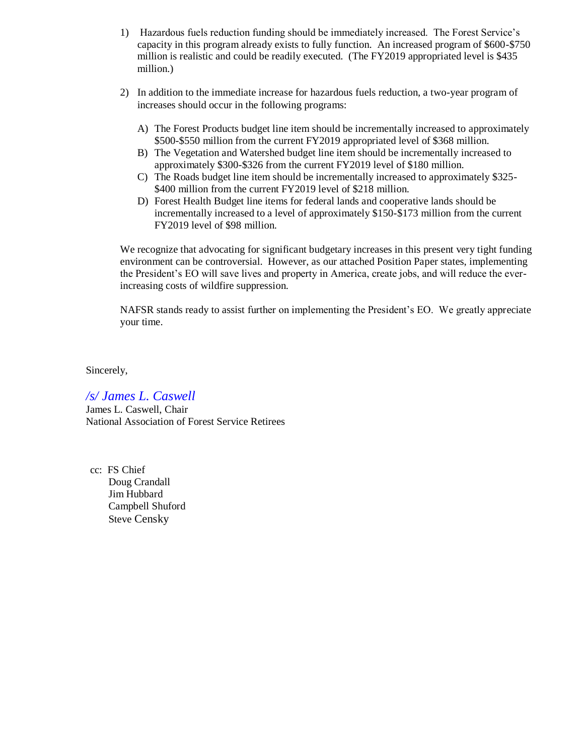1) Hazardous fuels reduction funding should be immediately increased. The Forest Service's capacity in this program already exists to fully function. An increased program of $600-$750 million is realistic and could be readily executed. (The FY2019 appropriated level is $435 million.)

2) In addition to the immediate increase for hazardous fuels reduction, a two-year program of increases should occur in the following programs:

   A) The Forest Products budget line item should be incrementally increased to approximately $500-$550 million from the current FY2019 appropriated level of $368 million.
   B) The Vegetation and Watershed budget line item should be incrementally increased to approximately $300-$326 from the current FY2019 level of $180 million.
   C) The Roads budget line item should be incrementally increased to approximately $325-$400 million from the current FY2019 level of $218 million.
   D) Forest Health Budget line items for federal lands and cooperative lands should be incrementally increased to a level of approximately $150-$173 million from the current FY2019 level of $98 million.

We recognize that advocating for significant budgetary increases in this present very tight funding environment can be controversial. However, as our attached Position Paper states, implementing the President's EO will save lives and property in America, create jobs, and will reduce the ever-increasing costs of wildfire suppression.

NAFSR stands ready to assist further on implementing the President's EO. We greatly appreciate your time.

Sincerely,

*/s/ James L. Caswell*
James L. Caswell, Chair
National Association of Forest Service Retirees

cc: FS Chief
Doug Crandall
Jim Hubbard
Campbell Shuford
Steve Censky